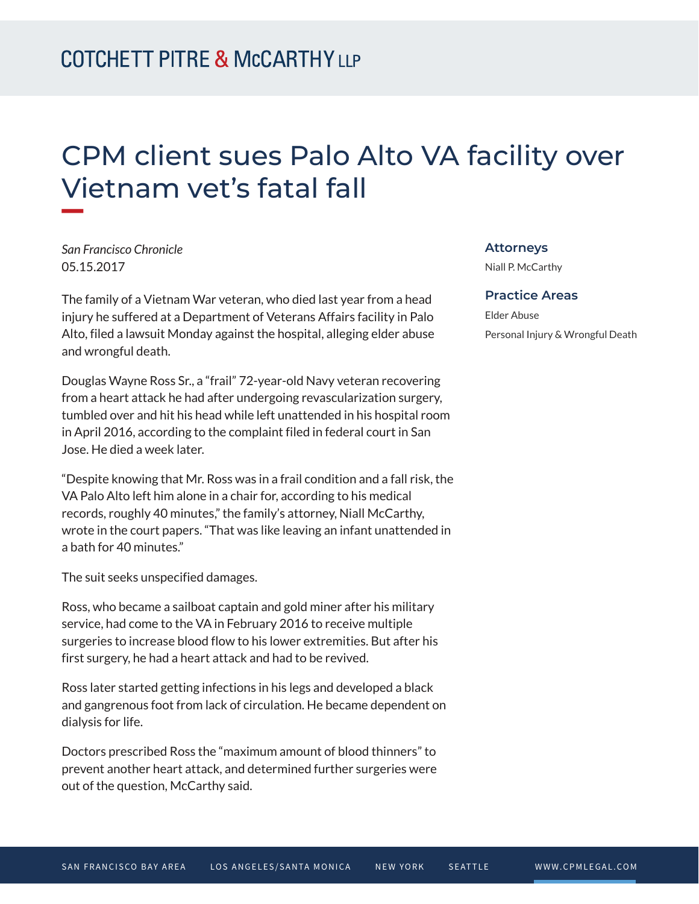# CPM client sues Palo Alto VA facility over Vietnam vet's fatal fall

*San Francisco Chronicle*
05.15.2017

The family of a Vietnam War veteran, who died last year from a head injury he suffered at a Department of Veterans Affairs facility in Palo Alto, filed a lawsuit Monday against the hospital, alleging elder abuse and wrongful death.

Douglas Wayne Ross Sr., a "frail" 72-year-old Navy veteran recovering from a heart attack he had after undergoing revascularization surgery, tumbled over and hit his head while left unattended in his hospital room in April 2016, according to the complaint filed in federal court in San Jose. He died a week later.

"Despite knowing that Mr. Ross was in a frail condition and a fall risk, the VA Palo Alto left him alone in a chair for, according to his medical records, roughly 40 minutes," the family's attorney, Niall McCarthy, wrote in the court papers. "That was like leaving an infant unattended in a bath for 40 minutes."

The suit seeks unspecified damages.

Ross, who became a sailboat captain and gold miner after his military service, had come to the VA in February 2016 to receive multiple surgeries to increase blood flow to his lower extremities. But after his first surgery, he had a heart attack and had to be revived.

Ross later started getting infections in his legs and developed a black and gangrenous foot from lack of circulation. He became dependent on dialysis for life.

Doctors prescribed Ross the "maximum amount of blood thinners" to prevent another heart attack, and determined further surgeries were out of the question, McCarthy said.

### Attorneys

Niall P. McCarthy

### Practice Areas

Elder Abuse

Personal Injury & Wrongful Death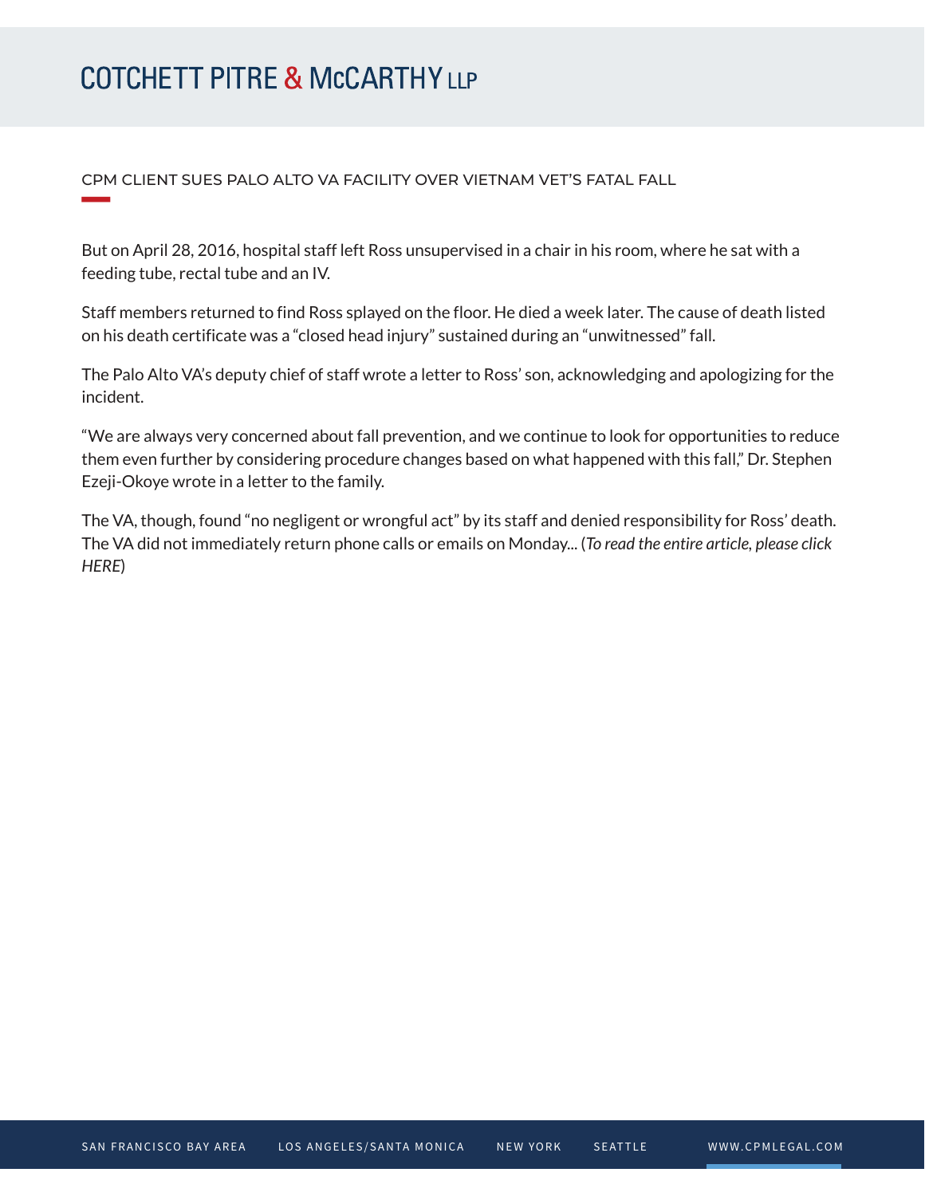But on April 28, 2016, hospital staff left Ross unsupervised in a chair in his room, where he sat with a feeding tube, rectal tube and an IV.

Staff members returned to find Ross splayed on the floor. He died a week later. The cause of death listed on his death certificate was a "closed head injury" sustained during an "unwitnessed" fall.

The Palo Alto VA's deputy chief of staff wrote a letter to Ross' son, acknowledging and apologizing for the incident.

"We are always very concerned about fall prevention, and we continue to look for opportunities to reduce them even further by considering procedure changes based on what happened with this fall," Dr. Stephen Ezeji-Okoye wrote in a letter to the family.

The VA, though, found "no negligent or wrongful act" by its staff and denied responsibility for Ross' death. The VA did not immediately return phone calls or emails on Monday... (*To read the entire article, please click HERE*)